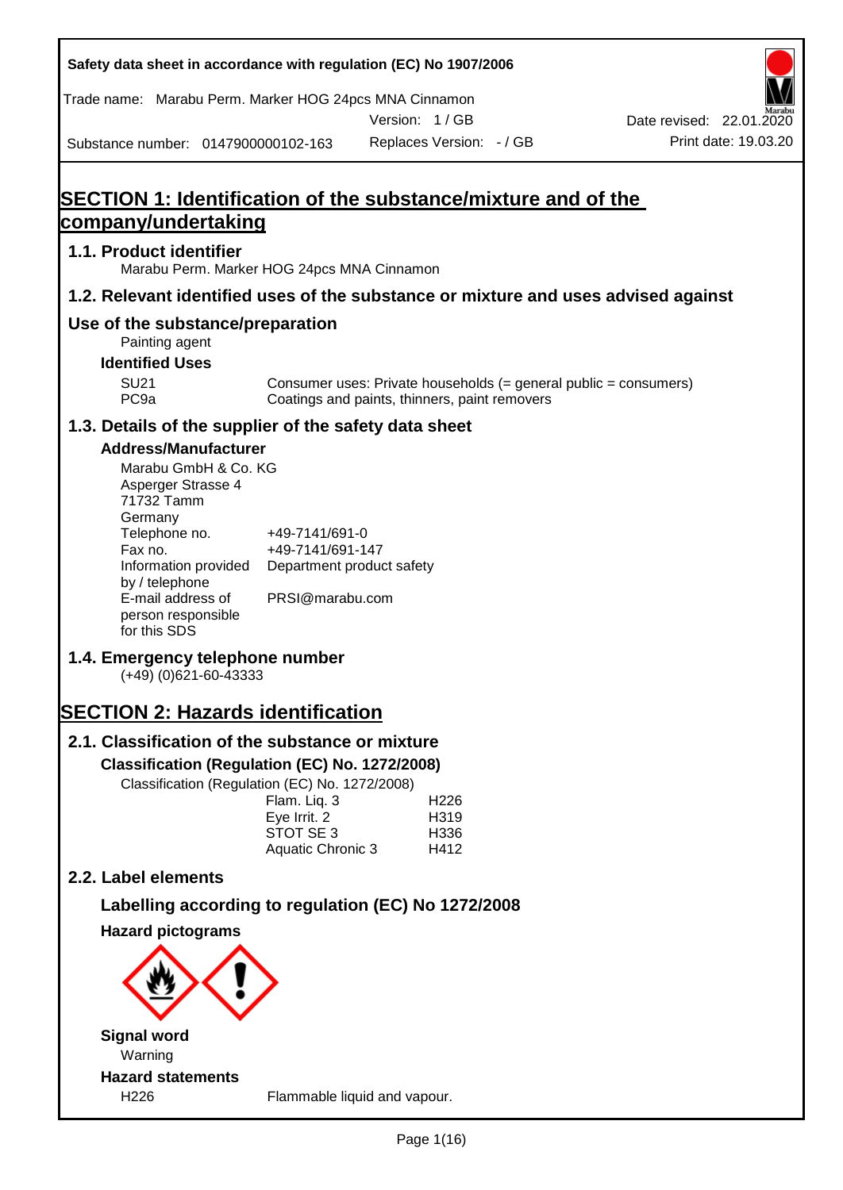Safety data sheet in accordance with regulation (EC) No 1907/2006

Trade name: Marabu Perm. Marker HOG 24pcs MNA Cinnamon

Version: 1 / GB

Date revised: 22.01.2020

Substance number: 0147900000102-163

Replaces Version: - / GB

Print date: 19.03.20

# SECTION 1: Identification of the substance/mixture and of the company/undertaking

## 1.1. Product identifier

Marabu Perm. Marker HOG 24pcs MNA Cinnamon

## 1.2. Relevant identified uses of the substance or mixture and uses advised against

## Use of the substance/preparation

Painting agent

### Identified Uses

| | |
|---|---|
| SU21 | Consumer uses: Private households (= general public = consumers) |
| PC9a | Coatings and paints, thinners, paint removers |

## 1.3. Details of the supplier of the safety data sheet

### Address/Manufacturer

Marabu GmbH & Co. KG
Asperger Strasse 4
71732 Tamm
Germany

| | |
|---|---|
| Telephone no. | +49-7141/691-0 |
| Fax no. | +49-7141/691-147 |
| Information provided by / telephone | Department product safety |
| E-mail address of person responsible for this SDS | PRSI@marabu.com |

## 1.4. Emergency telephone number

(+49) (0)621-60-43333

# SECTION 2: Hazards identification

## 2.1. Classification of the substance or mixture

### Classification (Regulation (EC) No. 1272/2008)

Classification (Regulation (EC) No. 1272/2008)

| | |
|---|---|
| Flam. Liq. 3 | H226 |
| Eye Irrit. 2 | H319 |
| STOT SE 3 | H336 |
| Aquatic Chronic 3 | H412 |

## 2.2. Label elements

### Labelling according to regulation (EC) No 1272/2008

### Hazard pictograms

### Signal word

Warning

### Hazard statements

| | |
|---|---|
| H226 | Flammable liquid and vapour. |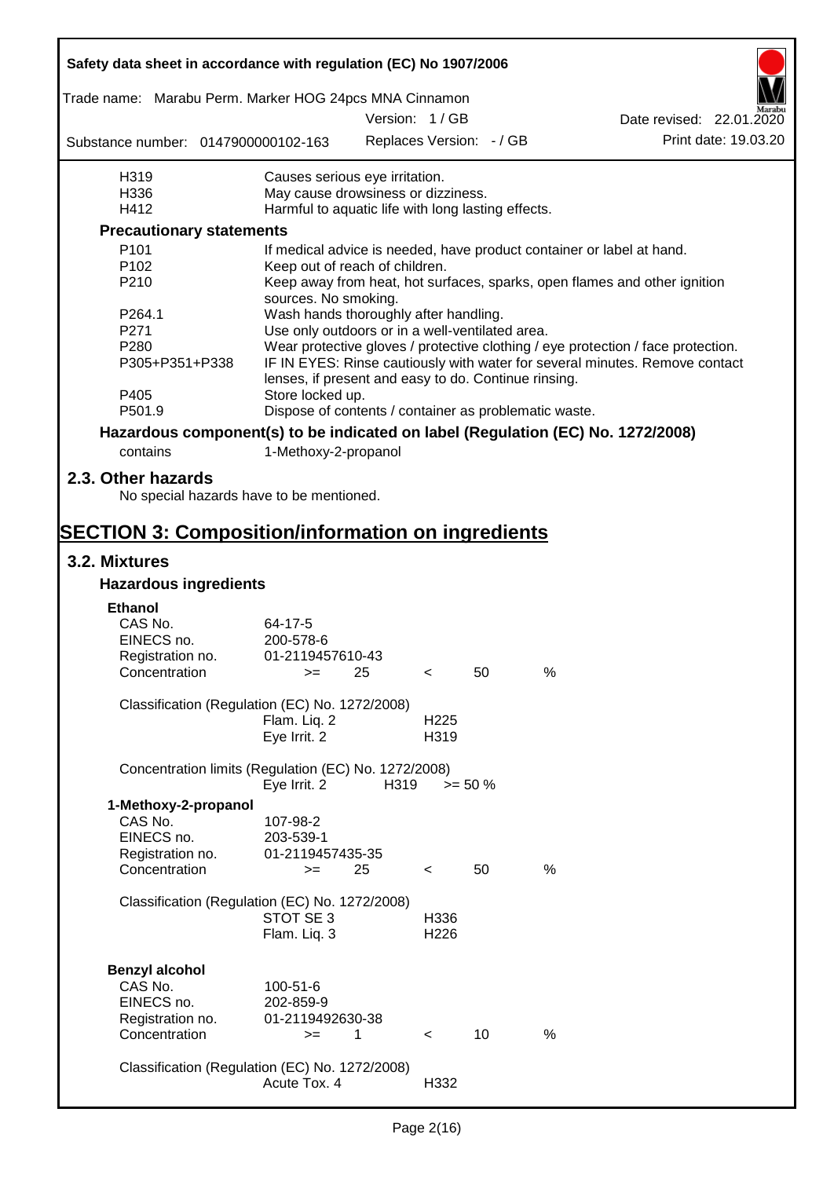| | |
|---|---|
| H319 | Causes serious eye irritation. |
| H336 | May cause drowsiness or dizziness. |
| H412 | Harmful to aquatic life with long lasting effects. |

**Precautionary statements**

| | |
|---|---|
| P101 | If medical advice is needed, have product container or label at hand. |
| P102 | Keep out of reach of children. |
| P210 | Keep away from heat, hot surfaces, sparks, open flames and other ignition sources. No smoking. |
| P264.1 | Wash hands thoroughly after handling. |
| P271 | Use only outdoors or in a well-ventilated area. |
| P280 | Wear protective gloves / protective clothing / eye protection / face protection. |
| P305+P351+P338 | IF IN EYES: Rinse cautiously with water for several minutes. Remove contact lenses, if present and easy to do. Continue rinsing. |
| P405 | Store locked up. |
| P501.9 | Dispose of contents / container as problematic waste. |

**Hazardous component(s) to be indicated on label (Regulation (EC) No. 1272/2008)**

contains 1-Methoxy-2-propanol

## 2.3. Other hazards

No special hazards have to be mentioned.

# SECTION 3: Composition/information on ingredients

## 3.2. Mixtures

### Hazardous ingredients

**Ethanol**

| | |
|---|---|
| CAS No. | 64-17-5 |
| EINECS no. | 200-578-6 |
| Registration no. | 01-2119457610-43 |
| Concentration | >= 25 < 50 % |

Classification (Regulation (EC) No. 1272/2008)

| | |
|---|---|
| Flam. Liq. 2 | H225 |
| Eye Irrit. 2 | H319 |

Concentration limits (Regulation (EC) No. 1272/2008)

| | | |
|---|---|---|
| Eye Irrit. 2 | H319 | >= 50 % |

**1-Methoxy-2-propanol**

| | |
|---|---|
| CAS No. | 107-98-2 |
| EINECS no. | 203-539-1 |
| Registration no. | 01-2119457435-35 |
| Concentration | >= 25 < 50 % |

Classification (Regulation (EC) No. 1272/2008)

| | |
|---|---|
| STOT SE 3 | H336 |
| Flam. Liq. 3 | H226 |

**Benzyl alcohol**

| | |
|---|---|
| CAS No. | 100-51-6 |
| EINECS no. | 202-859-9 |
| Registration no. | 01-2119492630-38 |
| Concentration | >= 1 < 10 % |

Classification (Regulation (EC) No. 1272/2008)

| | |
|---|---|
| Acute Tox. 4 | H332 |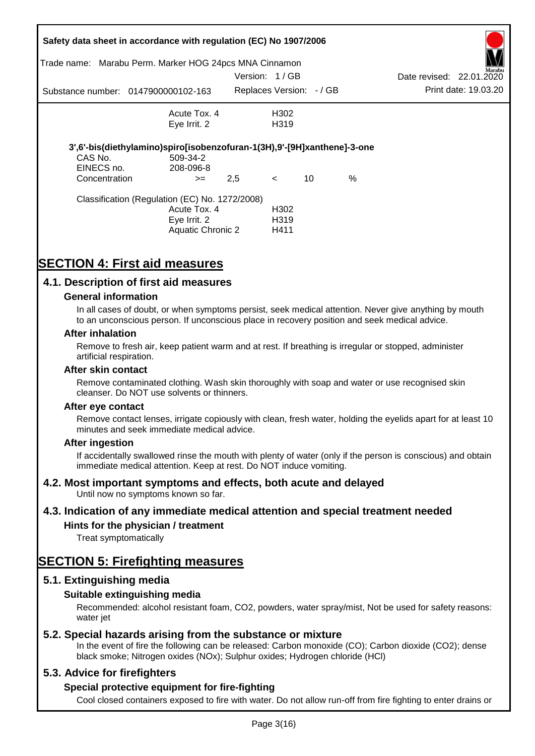| | | |
|---|---|---|
| | Acute Tox. 4 | H302 |
| | Eye Irrit. 2 | H319 |

**3',6'-bis(diethylamino)spiro[isobenzofuran-1(3H),9'-[9H]xanthene]-3-one**

| | | | | | |
|---|---|---|---|---|---|
| CAS No. | 509-34-2 | | | | |
| EINECS no. | 208-096-8 | | | | |
| Concentration | >= | 2,5 | < | 10 | % |

Classification (Regulation (EC) No. 1272/2008)

| | |
|---|---|
| Acute Tox. 4 | H302 |
| Eye Irrit. 2 | H319 |
| Aquatic Chronic 2 | H411 |

# SECTION 4: First aid measures

## 4.1. Description of first aid measures

### General information

In all cases of doubt, or when symptoms persist, seek medical attention. Never give anything by mouth to an unconscious person. If unconscious place in recovery position and seek medical advice.

### After inhalation

Remove to fresh air, keep patient warm and at rest. If breathing is irregular or stopped, administer artificial respiration.

### After skin contact

Remove contaminated clothing. Wash skin thoroughly with soap and water or use recognised skin cleanser. Do NOT use solvents or thinners.

### After eye contact

Remove contact lenses, irrigate copiously with clean, fresh water, holding the eyelids apart for at least 10 minutes and seek immediate medical advice.

### After ingestion

If accidentally swallowed rinse the mouth with plenty of water (only if the person is conscious) and obtain immediate medical attention. Keep at rest. Do NOT induce vomiting.

## 4.2. Most important symptoms and effects, both acute and delayed

Until now no symptoms known so far.

## 4.3. Indication of any immediate medical attention and special treatment needed

### Hints for the physician / treatment

Treat symptomatically

# SECTION 5: Firefighting measures

## 5.1. Extinguishing media

### Suitable extinguishing media

Recommended: alcohol resistant foam, $CO_2$, powders, water spray/mist, Not be used for safety reasons: water jet

## 5.2. Special hazards arising from the substance or mixture

In the event of fire the following can be released: Carbon monoxide (CO); Carbon dioxide ($CO_2$); dense black smoke; Nitrogen oxides ($NO_x$); Sulphur oxides; Hydrogen chloride (HCl)

## 5.3. Advice for firefighters

### Special protective equipment for fire-fighting

Cool closed containers exposed to fire with water. Do not allow run-off from fire fighting to enter drains or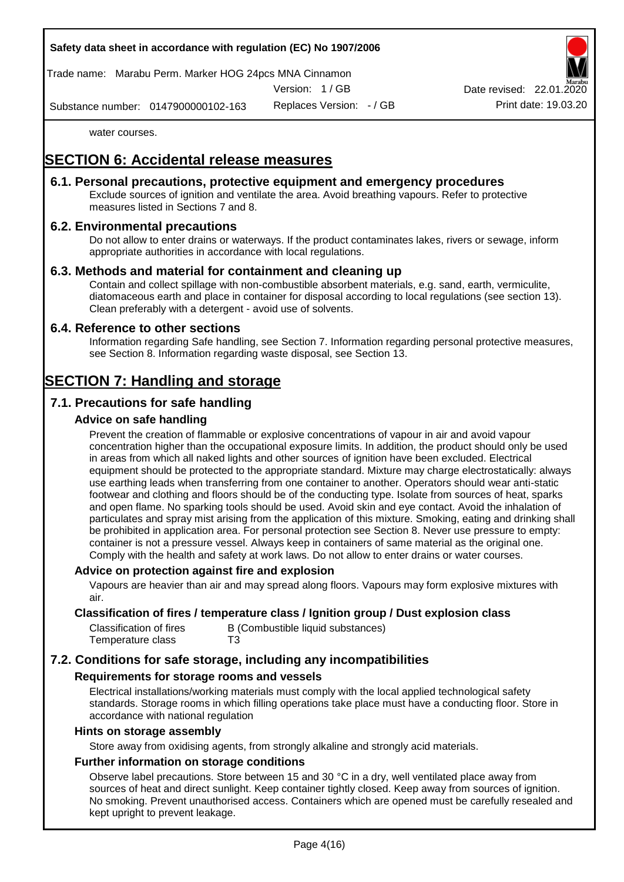water courses.

# SECTION 6: Accidental release measures

## 6.1. Personal precautions, protective equipment and emergency procedures

Exclude sources of ignition and ventilate the area. Avoid breathing vapours. Refer to protective measures listed in Sections 7 and 8.

## 6.2. Environmental precautions

Do not allow to enter drains or waterways. If the product contaminates lakes, rivers or sewage, inform appropriate authorities in accordance with local regulations.

## 6.3. Methods and material for containment and cleaning up

Contain and collect spillage with non-combustible absorbent materials, e.g. sand, earth, vermiculite, diatomaceous earth and place in container for disposal according to local regulations (see section 13). Clean preferably with a detergent - avoid use of solvents.

## 6.4. Reference to other sections

Information regarding Safe handling, see Section 7. Information regarding personal protective measures, see Section 8. Information regarding waste disposal, see Section 13.

# SECTION 7: Handling and storage

## 7.1. Precautions for safe handling

### Advice on safe handling

Prevent the creation of flammable or explosive concentrations of vapour in air and avoid vapour concentration higher than the occupational exposure limits. In addition, the product should only be used in areas from which all naked lights and other sources of ignition have been excluded. Electrical equipment should be protected to the appropriate standard. Mixture may charge electrostatically: always use earthing leads when transferring from one container to another. Operators should wear anti-static footwear and clothing and floors should be of the conducting type. Isolate from sources of heat, sparks and open flame. No sparking tools should be used. Avoid skin and eye contact. Avoid the inhalation of particulates and spray mist arising from the application of this mixture. Smoking, eating and drinking shall be prohibited in application area. For personal protection see Section 8. Never use pressure to empty: container is not a pressure vessel. Always keep in containers of same material as the original one. Comply with the health and safety at work laws. Do not allow to enter drains or water courses.

### Advice on protection against fire and explosion

Vapours are heavier than air and may spread along floors. Vapours may form explosive mixtures with air.

### Classification of fires / temperature class / Ignition group / Dust explosion class

| | |
|---|---|
| Classification of fires | B (Combustible liquid substances) |
| Temperature class | T3 |

## 7.2. Conditions for safe storage, including any incompatibilities

### Requirements for storage rooms and vessels

Electrical installations/working materials must comply with the local applied technological safety standards. Storage rooms in which filling operations take place must have a conducting floor. Store in accordance with national regulation

### Hints on storage assembly

Store away from oxidising agents, from strongly alkaline and strongly acid materials.

### Further information on storage conditions

Observe label precautions. Store between 15 and 30 °C in a dry, well ventilated place away from sources of heat and direct sunlight. Keep container tightly closed. Keep away from sources of ignition. No smoking. Prevent unauthorised access. Containers which are opened must be carefully resealed and kept upright to prevent leakage.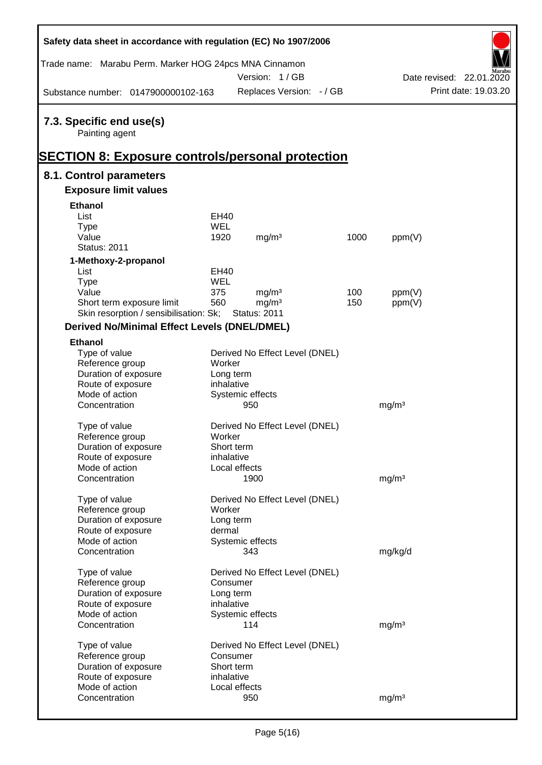## 7.3. Specific end use(s)

Painting agent

# SECTION 8: Exposure controls/personal protection

## 8.1. Control parameters

### Exposure limit values

**Ethanol**

| | | | | |
|---|---|---|---|---|
| List | EH40 | | | |
| Type | WEL | | | |
| Value | 1920 | mg/m³ | 1000 | ppm(V) |
| Status: 2011 | | | | |

**1-Methoxy-2-propanol**

| | | | | |
|---|---|---|---|---|
| List | EH40 | | | |
| Type | WEL | | | |
| Value | 375 | mg/m³ | 100 | ppm(V) |
| Short term exposure limit | 560 | mg/m³ | 150 | ppm(V) |
| Skin resorption / sensibilisation: Sk; | Status: 2011 | | | |

### Derived No/Minimal Effect Levels (DNEL/DMEL)

**Ethanol**

| | | |
|---|---|---|
| Type of value | Derived No Effect Level (DNEL) | |
| Reference group | Worker | |
| Duration of exposure | Long term | |
| Route of exposure | inhalative | |
| Mode of action | Systemic effects | |
| Concentration | 950 | mg/m³ |

| | | |
|---|---|---|
| Type of value | Derived No Effect Level (DNEL) | |
| Reference group | Worker | |
| Duration of exposure | Short term | |
| Route of exposure | inhalative | |
| Mode of action | Local effects | |
| Concentration | 1900 | mg/m³ |

| | | |
|---|---|---|
| Type of value | Derived No Effect Level (DNEL) | |
| Reference group | Worker | |
| Duration of exposure | Long term | |
| Route of exposure | dermal | |
| Mode of action | Systemic effects | |
| Concentration | 343 | mg/kg/d |

| | | |
|---|---|---|
| Type of value | Derived No Effect Level (DNEL) | |
| Reference group | Consumer | |
| Duration of exposure | Long term | |
| Route of exposure | inhalative | |
| Mode of action | Systemic effects | |
| Concentration | 114 | mg/m³ |

| | | |
|---|---|---|
| Type of value | Derived No Effect Level (DNEL) | |
| Reference group | Consumer | |
| Duration of exposure | Short term | |
| Route of exposure | inhalative | |
| Mode of action | Local effects | |
| Concentration | 950 | mg/m³ |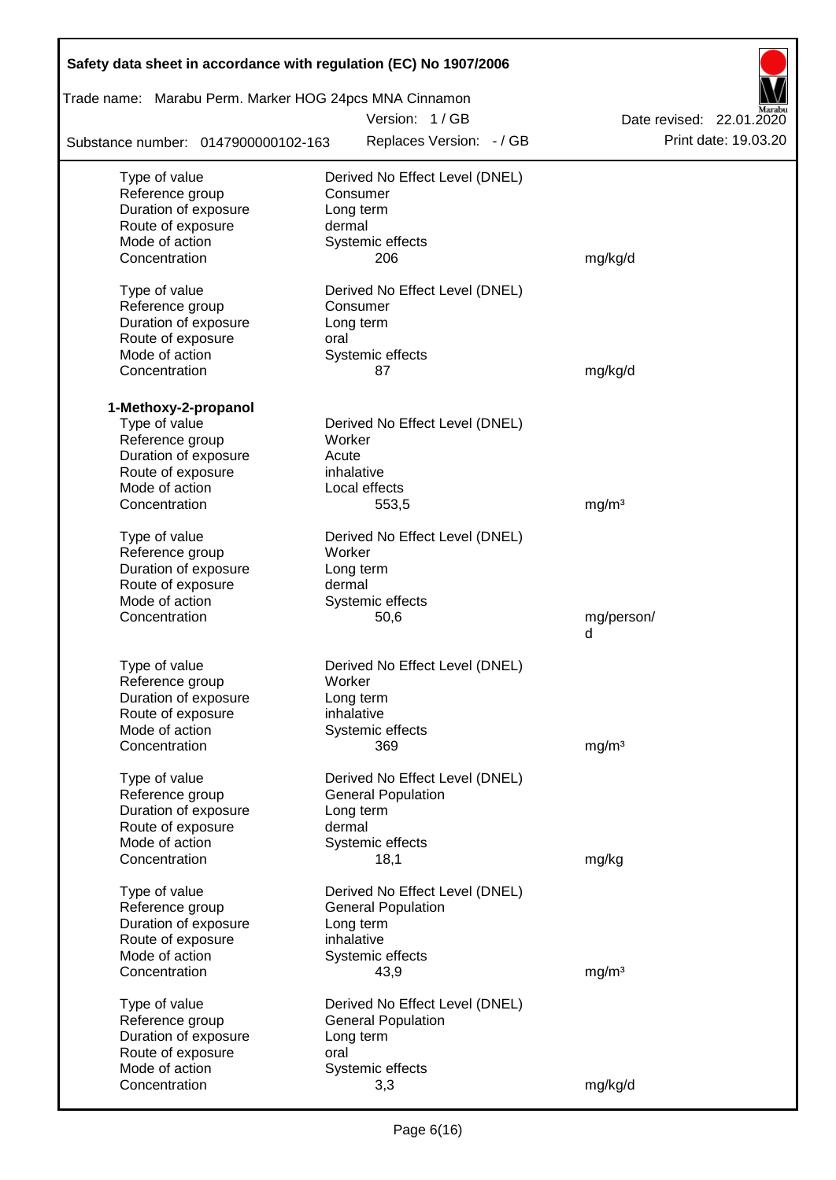| | | |
|---|---|---|
| Type of value | Derived No Effect Level (DNEL) | |
| Reference group | Consumer | |
| Duration of exposure | Long term | |
| Route of exposure | dermal | |
| Mode of action | Systemic effects | |
| Concentration | 206 | mg/kg/d |

| | | |
|---|---|---|
| Type of value | Derived No Effect Level (DNEL) | |
| Reference group | Consumer | |
| Duration of exposure | Long term | |
| Route of exposure | oral | |
| Mode of action | Systemic effects | |
| Concentration | 87 | mg/kg/d |

**1-Methoxy-2-propanol**

| | | |
|---|---|---|
| Type of value | Derived No Effect Level (DNEL) | |
| Reference group | Worker | |
| Duration of exposure | Acute | |
| Route of exposure | inhalative | |
| Mode of action | Local effects | |
| Concentration | 553,5 | mg/m³ |

| | | |
|---|---|---|
| Type of value | Derived No Effect Level (DNEL) | |
| Reference group | Worker | |
| Duration of exposure | Long term | |
| Route of exposure | dermal | |
| Mode of action | Systemic effects | |
| Concentration | 50,6 | mg/person/d |

| | | |
|---|---|---|
| Type of value | Derived No Effect Level (DNEL) | |
| Reference group | Worker | |
| Duration of exposure | Long term | |
| Route of exposure | inhalative | |
| Mode of action | Systemic effects | |
| Concentration | 369 | mg/m³ |

| | | |
|---|---|---|
| Type of value | Derived No Effect Level (DNEL) | |
| Reference group | General Population | |
| Duration of exposure | Long term | |
| Route of exposure | dermal | |
| Mode of action | Systemic effects | |
| Concentration | 18,1 | mg/kg |

| | | |
|---|---|---|
| Type of value | Derived No Effect Level (DNEL) | |
| Reference group | General Population | |
| Duration of exposure | Long term | |
| Route of exposure | inhalative | |
| Mode of action | Systemic effects | |
| Concentration | 43,9 | mg/m³ |

| | | |
|---|---|---|
| Type of value | Derived No Effect Level (DNEL) | |
| Reference group | General Population | |
| Duration of exposure | Long term | |
| Route of exposure | oral | |
| Mode of action | Systemic effects | |
| Concentration | 3,3 | mg/kg/d |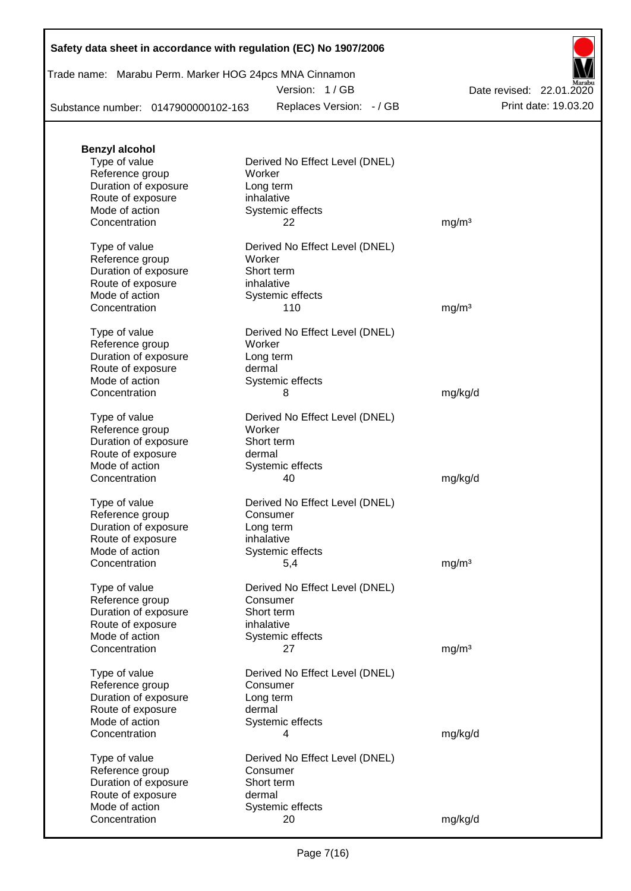**Benzyl alcohol**

| | | |
|---|---|---|
| Type of value | Derived No Effect Level (DNEL) | |
| Reference group | Worker | |
| Duration of exposure | Long term | |
| Route of exposure | inhalative | |
| Mode of action | Systemic effects | |
| Concentration | 22 | mg/m³ |

| | | |
|---|---|---|
| Type of value | Derived No Effect Level (DNEL) | |
| Reference group | Worker | |
| Duration of exposure | Short term | |
| Route of exposure | inhalative | |
| Mode of action | Systemic effects | |
| Concentration | 110 | mg/m³ |

| | | |
|---|---|---|
| Type of value | Derived No Effect Level (DNEL) | |
| Reference group | Worker | |
| Duration of exposure | Long term | |
| Route of exposure | dermal | |
| Mode of action | Systemic effects | |
| Concentration | 8 | mg/kg/d |

| | | |
|---|---|---|
| Type of value | Derived No Effect Level (DNEL) | |
| Reference group | Worker | |
| Duration of exposure | Short term | |
| Route of exposure | dermal | |
| Mode of action | Systemic effects | |
| Concentration | 40 | mg/kg/d |

| | | |
|---|---|---|
| Type of value | Derived No Effect Level (DNEL) | |
| Reference group | Consumer | |
| Duration of exposure | Long term | |
| Route of exposure | inhalative | |
| Mode of action | Systemic effects | |
| Concentration | 5,4 | mg/m³ |

| | | |
|---|---|---|
| Type of value | Derived No Effect Level (DNEL) | |
| Reference group | Consumer | |
| Duration of exposure | Short term | |
| Route of exposure | inhalative | |
| Mode of action | Systemic effects | |
| Concentration | 27 | mg/m³ |

| | | |
|---|---|---|
| Type of value | Derived No Effect Level (DNEL) | |
| Reference group | Consumer | |
| Duration of exposure | Long term | |
| Route of exposure | dermal | |
| Mode of action | Systemic effects | |
| Concentration | 4 | mg/kg/d |

| | | |
|---|---|---|
| Type of value | Derived No Effect Level (DNEL) | |
| Reference group | Consumer | |
| Duration of exposure | Short term | |
| Route of exposure | dermal | |
| Mode of action | Systemic effects | |
| Concentration | 20 | mg/kg/d |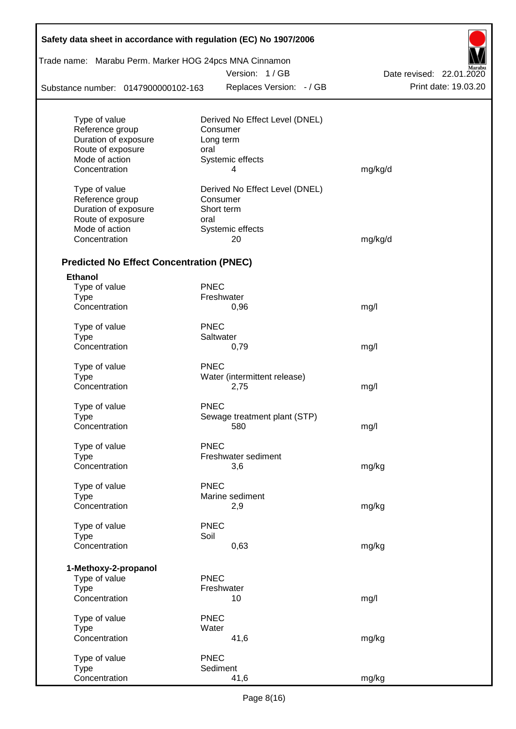| | | |
|---|---|---|
| Type of value | Derived No Effect Level (DNEL) | |
| Reference group | Consumer | |
| Duration of exposure | Long term | |
| Route of exposure | oral | |
| Mode of action | Systemic effects | |
| Concentration | 4 | mg/kg/d |

| | | |
|---|---|---|
| Type of value | Derived No Effect Level (DNEL) | |
| Reference group | Consumer | |
| Duration of exposure | Short term | |
| Route of exposure | oral | |
| Mode of action | Systemic effects | |
| Concentration | 20 | mg/kg/d |

## Predicted No Effect Concentration (PNEC)

**Ethanol**

| | | |
|---|---|---|
| Type of value | PNEC | |
| Type | Freshwater | |
| Concentration | 0,96 | mg/l |

| | | |
|---|---|---|
| Type of value | PNEC | |
| Type | Saltwater | |
| Concentration | 0,79 | mg/l |

| | | |
|---|---|---|
| Type of value | PNEC | |
| Type | Water (intermittent release) | |
| Concentration | 2,75 | mg/l |

| | | |
|---|---|---|
| Type of value | PNEC | |
| Type | Sewage treatment plant (STP) | |
| Concentration | 580 | mg/l |

| | | |
|---|---|---|
| Type of value | PNEC | |
| Type | Freshwater sediment | |
| Concentration | 3,6 | mg/kg |

| | | |
|---|---|---|
| Type of value | PNEC | |
| Type | Marine sediment | |
| Concentration | 2,9 | mg/kg |

| | | |
|---|---|---|
| Type of value | PNEC | |
| Type | Soil | |
| Concentration | 0,63 | mg/kg |

**1-Methoxy-2-propanol**

| | | |
|---|---|---|
| Type of value | PNEC | |
| Type | Freshwater | |
| Concentration | 10 | mg/l |

| | | |
|---|---|---|
| Type of value | PNEC | |
| Type | Water | |
| Concentration | 41,6 | mg/kg |

| | | |
|---|---|---|
| Type of value | PNEC | |
| Type | Sediment | |
| Concentration | 41,6 | mg/kg |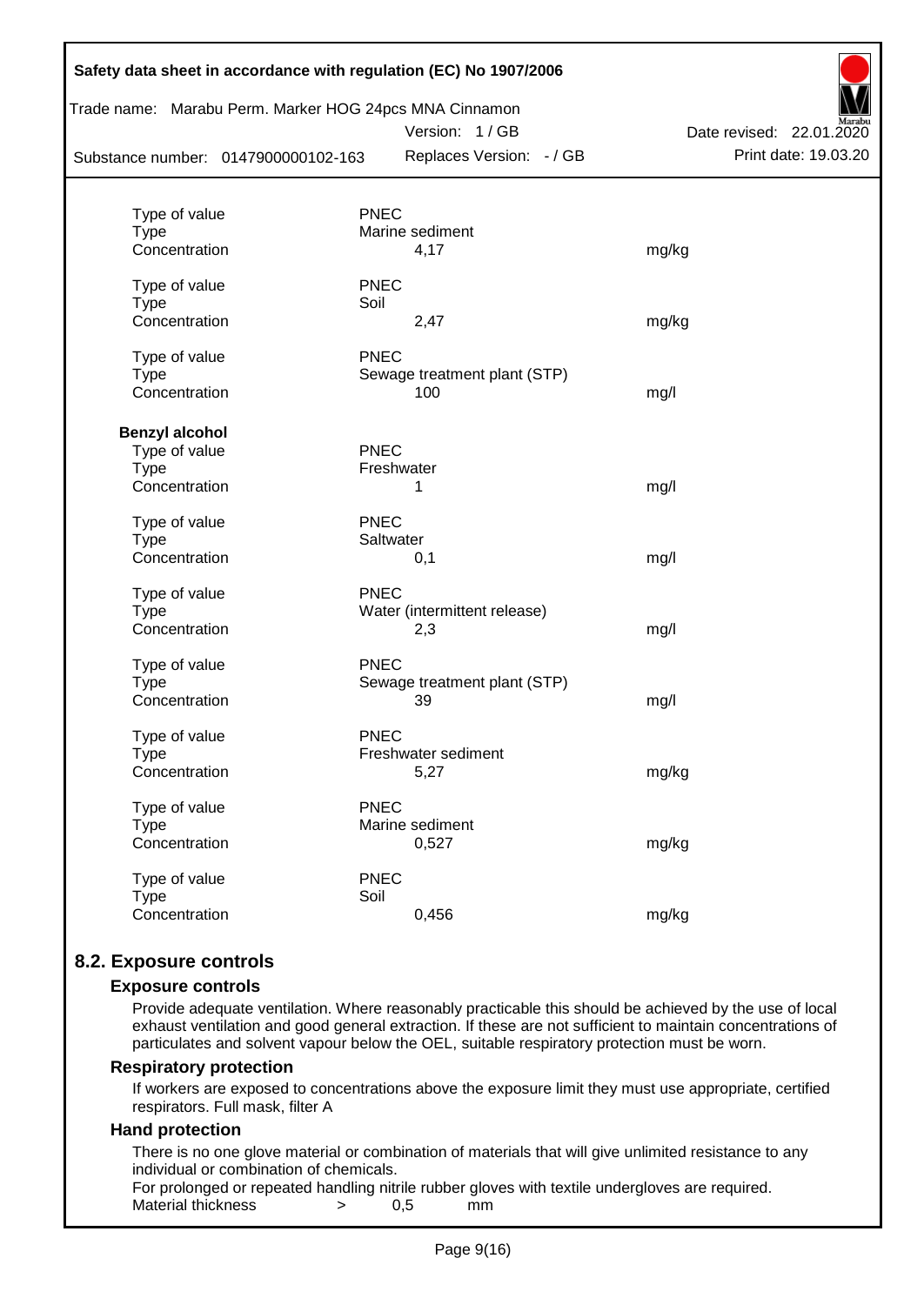| | | |
|---|---|---|
| Type of value | PNEC | |
| Type | Marine sediment | |
| Concentration | 4,17 | mg/kg |
| | | |
| Type of value | PNEC | |
| Type | Soil | |
| Concentration | 2,47 | mg/kg |
| | | |
| Type of value | PNEC | |
| Type | Sewage treatment plant (STP) | |
| Concentration | 100 | mg/l |

**Benzyl alcohol**

| | | |
|---|---|---|
| Type of value | PNEC | |
| Type | Freshwater | |
| Concentration | 1 | mg/l |
| | | |
| Type of value | PNEC | |
| Type | Saltwater | |
| Concentration | 0,1 | mg/l |
| | | |
| Type of value | PNEC | |
| Type | Water (intermittent release) | |
| Concentration | 2,3 | mg/l |
| | | |
| Type of value | PNEC | |
| Type | Sewage treatment plant (STP) | |
| Concentration | 39 | mg/l |
| | | |
| Type of value | PNEC | |
| Type | Freshwater sediment | |
| Concentration | 5,27 | mg/kg |
| | | |
| Type of value | PNEC | |
| Type | Marine sediment | |
| Concentration | 0,527 | mg/kg |
| | | |
| Type of value | PNEC | |
| Type | Soil | |
| Concentration | 0,456 | mg/kg |

## 8.2. Exposure controls

### Exposure controls

Provide adequate ventilation. Where reasonably practicable this should be achieved by the use of local exhaust ventilation and good general extraction. If these are not sufficient to maintain concentrations of particulates and solvent vapour below the OEL, suitable respiratory protection must be worn.

### Respiratory protection

If workers are exposed to concentrations above the exposure limit they must use appropriate, certified respirators. Full mask, filter A

### Hand protection

There is no one glove material or combination of materials that will give unlimited resistance to any individual or combination of chemicals.

For prolonged or repeated handling nitrile rubber gloves with textile undergloves are required.

Material thickness > 0,5 mm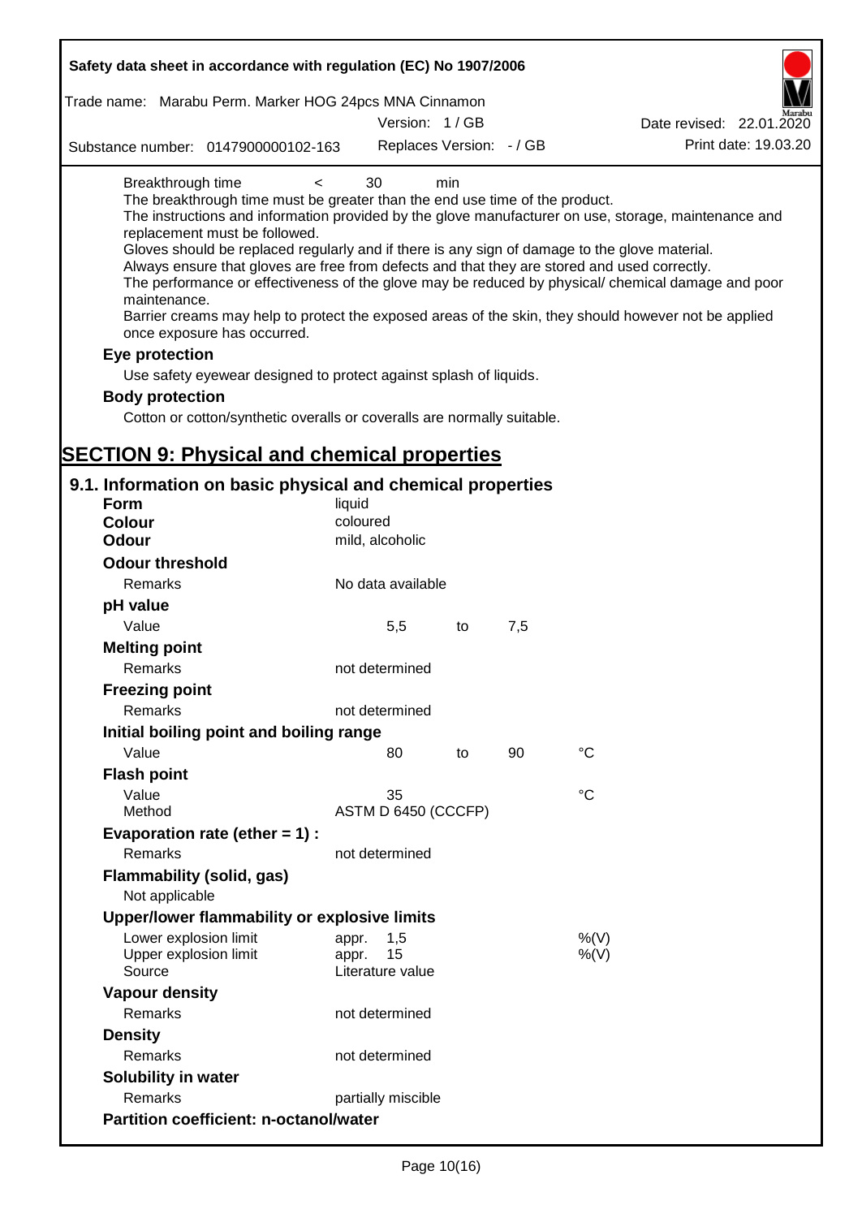Breakthrough time < 30 min

The breakthrough time must be greater than the end use time of the product.

The instructions and information provided by the glove manufacturer on use, storage, maintenance and replacement must be followed.

Gloves should be replaced regularly and if there is any sign of damage to the glove material.

Always ensure that gloves are free from defects and that they are stored and used correctly.

The performance or effectiveness of the glove may be reduced by physical/ chemical damage and poor maintenance.

Barrier creams may help to protect the exposed areas of the skin, they should however not be applied once exposure has occurred.

### Eye protection

Use safety eyewear designed to protect against splash of liquids.

### Body protection

Cotton or cotton/synthetic overalls or coveralls are normally suitable.

# SECTION 9: Physical and chemical properties

## 9.1. Information on basic physical and chemical properties

| | | | | |
|---|---|---|---|---|
| **Form** | liquid | | | |
| **Colour** | coloured | | | |
| **Odour** | mild, alcoholic | | | |
| **Odour threshold** | | | | |
| Remarks | No data available | | | |
| **pH value** | | | | |
| Value | 5,5 | to | 7,5 | |
| **Melting point** | | | | |
| Remarks | not determined | | | |
| **Freezing point** | | | | |
| Remarks | not determined | | | |
| **Initial boiling point and boiling range** | | | | |
| Value | 80 | to | 90 | °C |
| **Flash point** | | | | |
| Value | 35 | | | °C |
| Method | ASTM D 6450 (CCCFP) | | | |
| **Evaporation rate (ether = 1) :** | | | | |
| Remarks | not determined | | | |
| **Flammability (solid, gas)** | | | | |
| Not applicable | | | | |
| **Upper/lower flammability or explosive limits** | | | | |
| Lower explosion limit | appr. 1,5 | | | %(V) |
| Upper explosion limit | appr. 15 | | | %(V) |
| Source | Literature value | | | |
| **Vapour density** | | | | |
| Remarks | not determined | | | |
| **Density** | | | | |
| Remarks | not determined | | | |
| **Solubility in water** | | | | |
| Remarks | partially miscible | | | |
| **Partition coefficient: n-octanol/water** | | | | |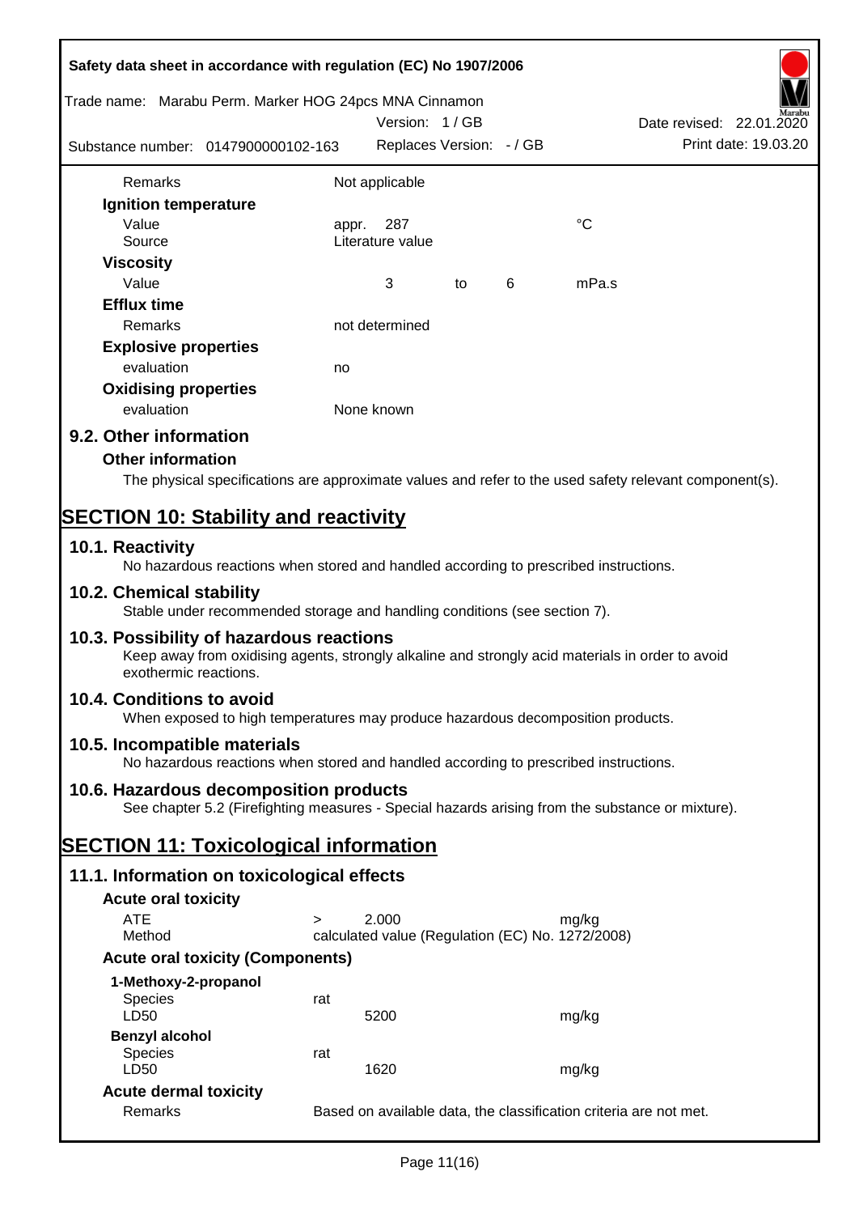| | | | | |
|---|---|---|---|---|
| Remarks | Not applicable | | | |
| **Ignition temperature** | | | | |
| Value | appr. 287 | | | °C |
| Source | Literature value | | | |
| **Viscosity** | | | | |
| Value | 3 | to | 6 | mPa.s |
| **Efflux time** | | | | |
| Remarks | not determined | | | |
| **Explosive properties** | | | | |
| evaluation | no | | | |
| **Oxidising properties** | | | | |
| evaluation | None known | | | |

## 9.2. Other information

### Other information

The physical specifications are approximate values and refer to the used safety relevant component(s).

# SECTION 10: Stability and reactivity

## 10.1. Reactivity

No hazardous reactions when stored and handled according to prescribed instructions.

## 10.2. Chemical stability

Stable under recommended storage and handling conditions (see section 7).

## 10.3. Possibility of hazardous reactions

Keep away from oxidising agents, strongly alkaline and strongly acid materials in order to avoid exothermic reactions.

## 10.4. Conditions to avoid

When exposed to high temperatures may produce hazardous decomposition products.

## 10.5. Incompatible materials

No hazardous reactions when stored and handled according to prescribed instructions.

## 10.6. Hazardous decomposition products

See chapter 5.2 (Firefighting measures - Special hazards arising from the substance or mixture).

# SECTION 11: Toxicological information

## 11.1. Information on toxicological effects

### Acute oral toxicity

| | | | |
|---|---|---|---|
| ATE | > | 2.000 | mg/kg |
| Method | calculated value (Regulation (EC) No. 1272/2008) | | |

### Acute oral toxicity (Components)

**1-Methoxy-2-propanol**

| | | |
|---|---|---|
| Species | rat | |
| LD50 | 5200 | mg/kg |

**Benzyl alcohol**

| | | |
|---|---|---|
| Species | rat | |
| LD50 | 1620 | mg/kg |

### Acute dermal toxicity

| | |
|---|---|
| Remarks | Based on available data, the classification criteria are not met. |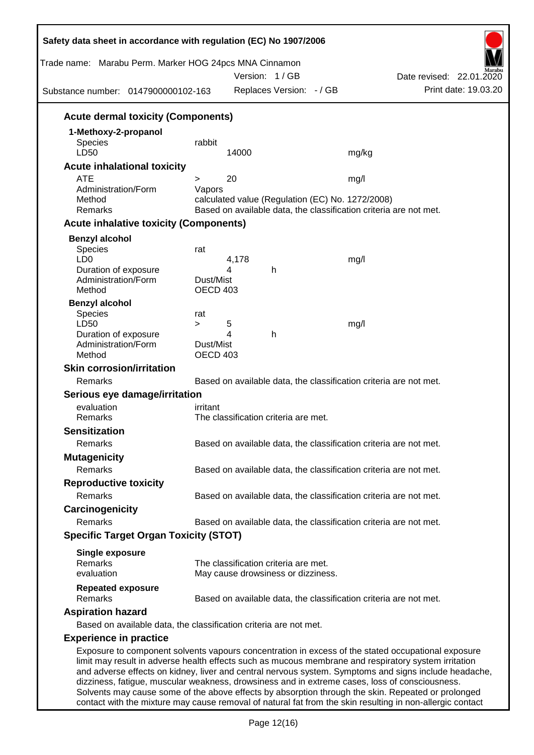### Acute dermal toxicity (Components)

**1-Methoxy-2-propanol**

| | | |
|---|---|---|
| Species | rabbit | |
| LD50 | 14000 | mg/kg |

### Acute inhalational toxicity

| | | |
|---|---|---|
| ATE | > 20 | mg/l |
| Administration/Form | Vapors | |
| Method | calculated value (Regulation (EC) No. 1272/2008) | |
| Remarks | Based on available data, the classification criteria are not met. | |

### Acute inhalative toxicity (Components)

**Benzyl alcohol**

| | | |
|---|---|---|
| Species | rat | |
| LD0 | 4,178 | mg/l |
| Duration of exposure | 4 h | |
| Administration/Form | Dust/Mist | |
| Method | OECD 403 | |

**Benzyl alcohol**

| | | |
|---|---|---|
| Species | rat | |
| LD50 | > 5 | mg/l |
| Duration of exposure | 4 h | |
| Administration/Form | Dust/Mist | |
| Method | OECD 403 | |

### Skin corrosion/irritation

Remarks: Based on available data, the classification criteria are not met.

### Serious eye damage/irritation

evaluation: irritant
Remarks: The classification criteria are met.

### Sensitization

Remarks: Based on available data, the classification criteria are not met.

### Mutagenicity

Remarks: Based on available data, the classification criteria are not met.

### Reproductive toxicity

Remarks: Based on available data, the classification criteria are not met.

### Carcinogenicity

Remarks: Based on available data, the classification criteria are not met.

### Specific Target Organ Toxicity (STOT)

**Single exposure**
Remarks: The classification criteria are met.
evaluation: May cause drowsiness or dizziness.

**Repeated exposure**
Remarks: Based on available data, the classification criteria are not met.

### Aspiration hazard

Based on available data, the classification criteria are not met.

### Experience in practice

Exposure to component solvents vapours concentration in excess of the stated occupational exposure limit may result in adverse health effects such as mucous membrane and respiratory system irritation and adverse effects on kidney, liver and central nervous system. Symptoms and signs include headache, dizziness, fatigue, muscular weakness, drowsiness and in extreme cases, loss of consciousness. Solvents may cause some of the above effects by absorption through the skin. Repeated or prolonged contact with the mixture may cause removal of natural fat from the skin resulting in non-allergic contact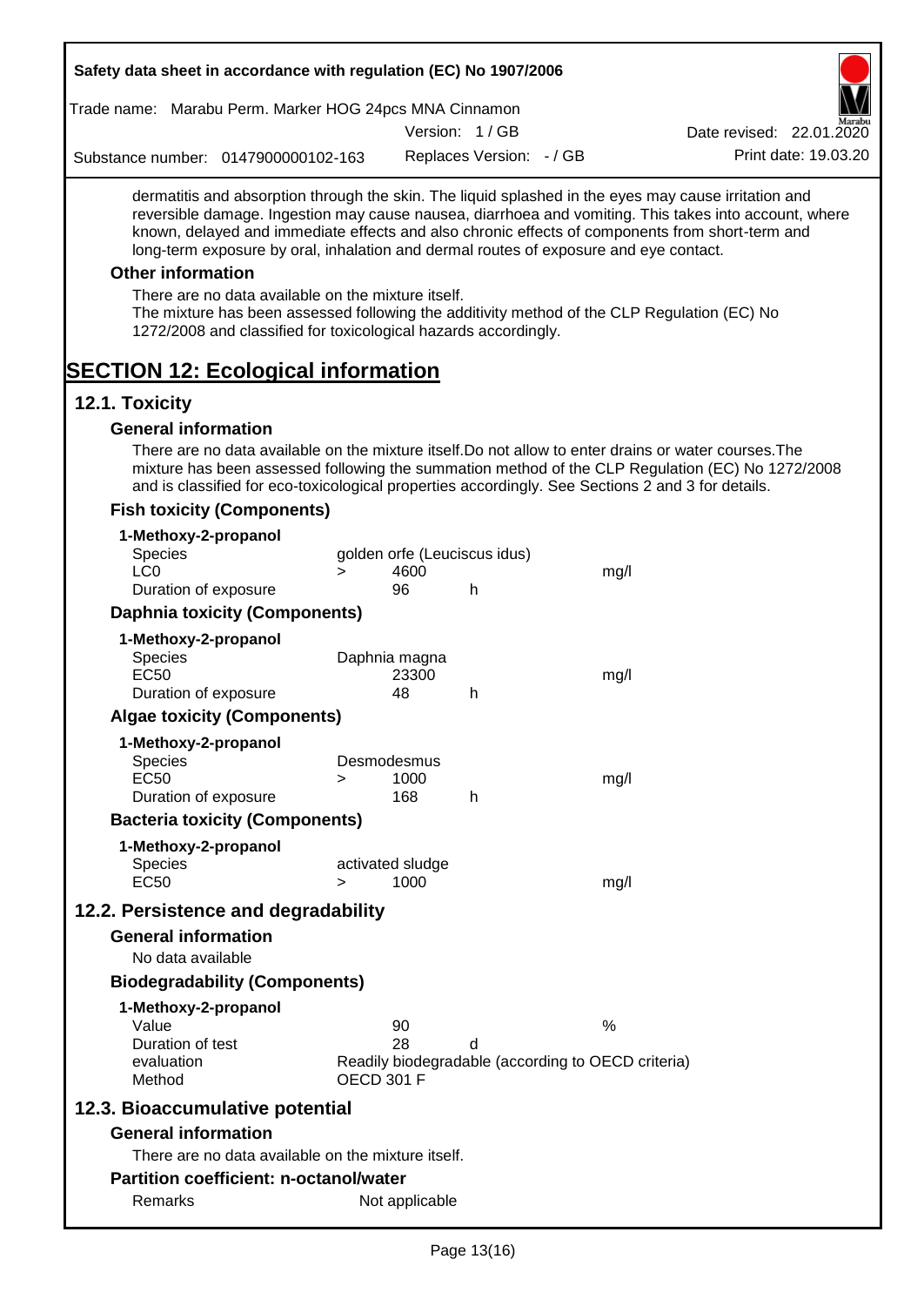dermatitis and absorption through the skin. The liquid splashed in the eyes may cause irritation and reversible damage. Ingestion may cause nausea, diarrhoea and vomiting. This takes into account, where known, delayed and immediate effects and also chronic effects of components from short-term and long-term exposure by oral, inhalation and dermal routes of exposure and eye contact.

### Other information

There are no data available on the mixture itself.
The mixture has been assessed following the additivity method of the CLP Regulation (EC) No 1272/2008 and classified for toxicological hazards accordingly.

# SECTION 12: Ecological information

## 12.1. Toxicity

### General information

There are no data available on the mixture itself.Do not allow to enter drains or water courses.The mixture has been assessed following the summation method of the CLP Regulation (EC) No 1272/2008 and is classified for eco-toxicological properties accordingly. See Sections 2 and 3 for details.

### Fish toxicity (Components)

**1-Methoxy-2-propanol**

| | | | | |
|---|---|---|---|---|
| Species | golden orfe (Leuciscus idus) | | | |
| LC0 | > | 4600 | | mg/l |
| Duration of exposure | | 96 | h | |

### Daphnia toxicity (Components)

**1-Methoxy-2-propanol**

| | | | | |
|---|---|---|---|---|
| Species | Daphnia magna | | | |
| EC50 | | 23300 | | mg/l |
| Duration of exposure | | 48 | h | |

### Algae toxicity (Components)

**1-Methoxy-2-propanol**

| | | | | |
|---|---|---|---|---|
| Species | Desmodesmus | | | |
| EC50 | > | 1000 | | mg/l |
| Duration of exposure | | 168 | h | |

### Bacteria toxicity (Components)

**1-Methoxy-2-propanol**

| | | | |
|---|---|---|---|
| Species | activated sludge | | |
| EC50 | > | 1000 | mg/l |

## 12.2. Persistence and degradability

### General information

No data available

### Biodegradability (Components)

**1-Methoxy-2-propanol**

| | | | |
|---|---|---|---|
| Value | 90 | | % |
| Duration of test | 28 | d | |
| evaluation | Readily biodegradable (according to OECD criteria) | | |
| Method | OECD 301 F | | |

## 12.3. Bioaccumulative potential

### General information

There are no data available on the mixture itself.

### Partition coefficient: n-octanol/water

| | |
|---|---|
| Remarks | Not applicable |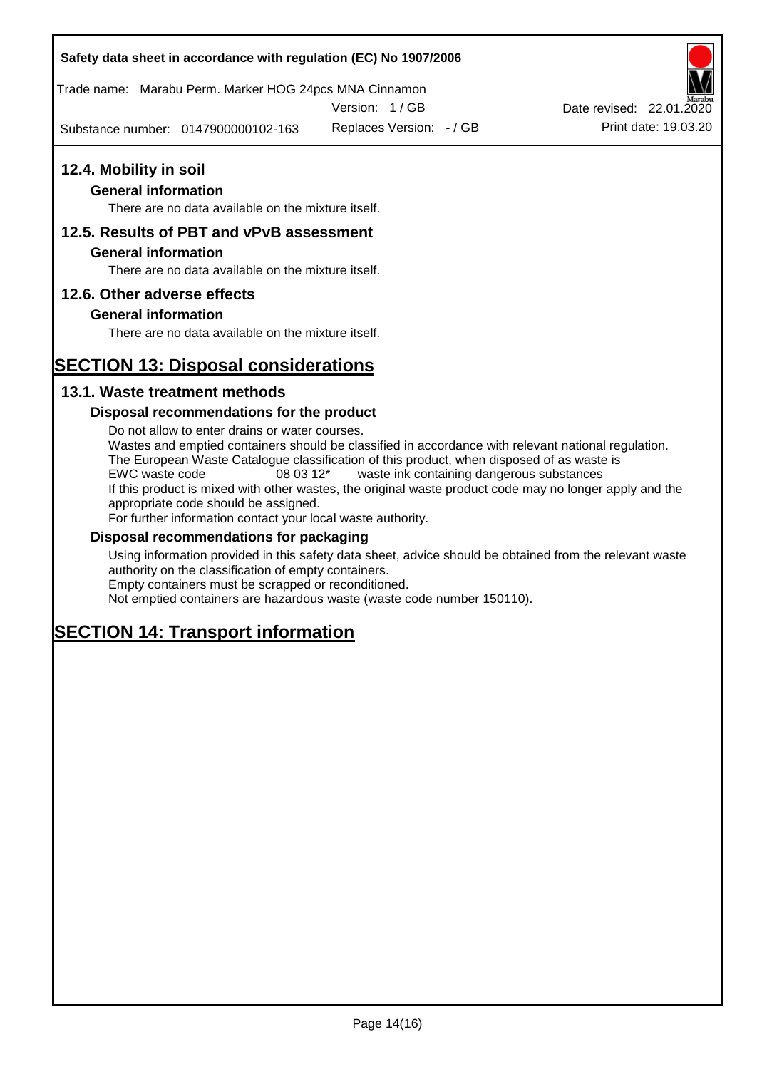## 12.4. Mobility in soil

### General information

There are no data available on the mixture itself.

## 12.5. Results of PBT and vPvB assessment

### General information

There are no data available on the mixture itself.

## 12.6. Other adverse effects

### General information

There are no data available on the mixture itself.

# SECTION 13: Disposal considerations

## 13.1. Waste treatment methods

### Disposal recommendations for the product

Do not allow to enter drains or water courses.
Wastes and emptied containers should be classified in accordance with relevant national regulation.
The European Waste Catalogue classification of this product, when disposed of as waste is
EWC waste code 08 03 12* waste ink containing dangerous substances
If this product is mixed with other wastes, the original waste product code may no longer apply and the appropriate code should be assigned.
For further information contact your local waste authority.

### Disposal recommendations for packaging

Using information provided in this safety data sheet, advice should be obtained from the relevant waste authority on the classification of empty containers.
Empty containers must be scrapped or reconditioned.
Not emptied containers are hazardous waste (waste code number 150110).

# SECTION 14: Transport information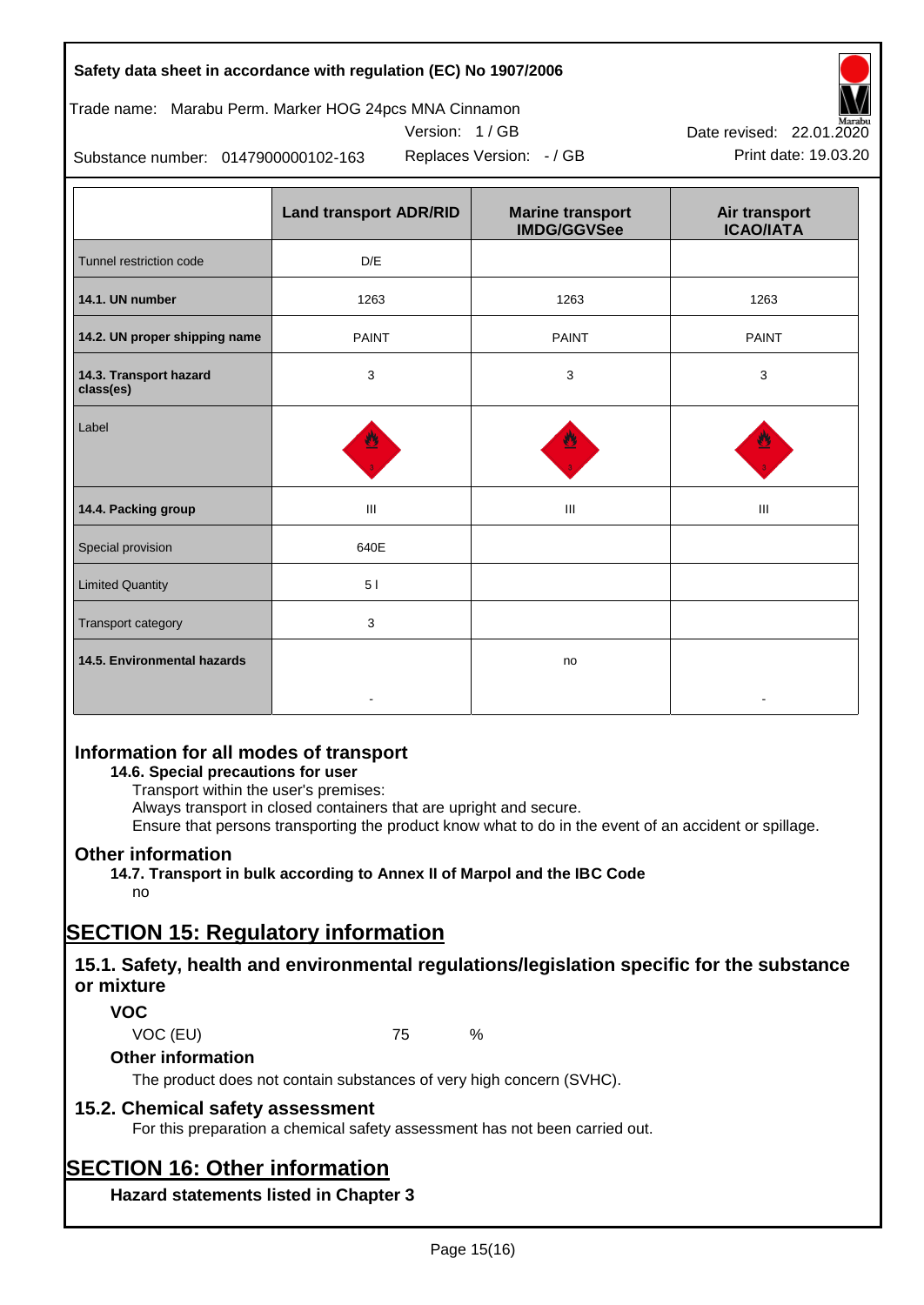|  | Land transport ADR/RID | Marine transport IMDG/GGVSee | Air transport ICAO/IATA |
|---|---|---|---|
| Tunnel restriction code | D/E |  |  |
| **14.1. UN number** | 1263 | 1263 | 1263 |
| **14.2. UN proper shipping name** | PAINT | PAINT | PAINT |
| **14.3. Transport hazard class(es)** | 3 | 3 | 3 |
| Label |  |  |  |
| **14.4. Packing group** | III | III | III |
| Special provision | 640E |  |  |
| Limited Quantity | 5 l |  |  |
| Transport category | 3 |  |  |
| **14.5. Environmental hazards** | - | no | - |

## Information for all modes of transport

### 14.6. Special precautions for user

Transport within the user's premises:
Always transport in closed containers that are upright and secure.
Ensure that persons transporting the product know what to do in the event of an accident or spillage.

## Other information

### 14.7. Transport in bulk according to Annex II of Marpol and the IBC Code

no

# SECTION 15: Regulatory information

## 15.1. Safety, health and environmental regulations/legislation specific for the substance or mixture

### VOC

VOC (EU) 75 %

### Other information

The product does not contain substances of very high concern (SVHC).

## 15.2. Chemical safety assessment

For this preparation a chemical safety assessment has not been carried out.

# SECTION 16: Other information

### Hazard statements listed in Chapter 3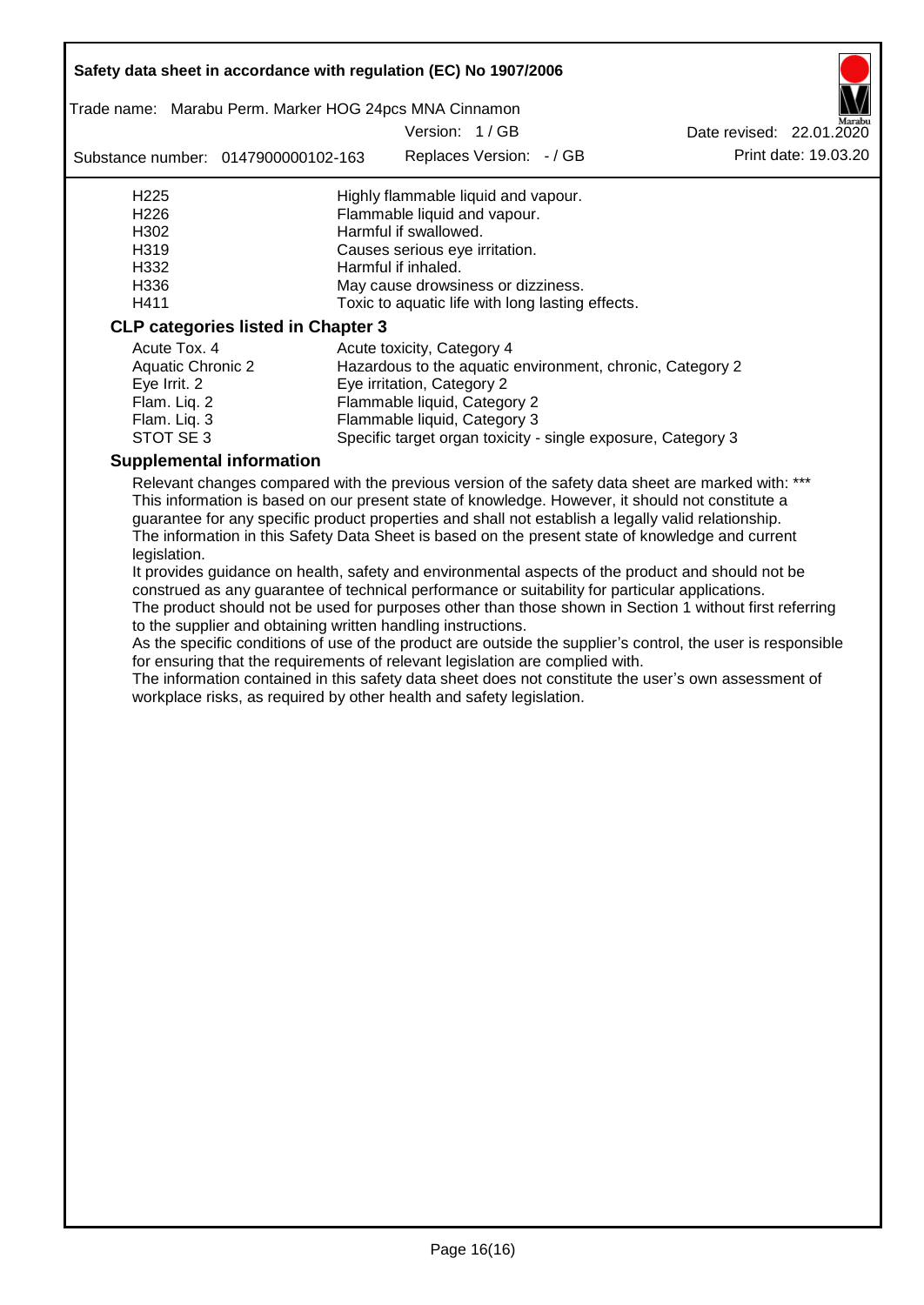| | |
|---|---|
| H225 | Highly flammable liquid and vapour. |
| H226 | Flammable liquid and vapour. |
| H302 | Harmful if swallowed. |
| H319 | Causes serious eye irritation. |
| H332 | Harmful if inhaled. |
| H336 | May cause drowsiness or dizziness. |
| H411 | Toxic to aquatic life with long lasting effects. |

### CLP categories listed in Chapter 3

| | |
|---|---|
| Acute Tox. 4 | Acute toxicity, Category 4 |
| Aquatic Chronic 2 | Hazardous to the aquatic environment, chronic, Category 2 |
| Eye Irrit. 2 | Eye irritation, Category 2 |
| Flam. Liq. 2 | Flammable liquid, Category 2 |
| Flam. Liq. 3 | Flammable liquid, Category 3 |
| STOT SE 3 | Specific target organ toxicity - single exposure, Category 3 |

### Supplemental information

Relevant changes compared with the previous version of the safety data sheet are marked with: ***
This information is based on our present state of knowledge. However, it should not constitute a guarantee for any specific product properties and shall not establish a legally valid relationship.
The information in this Safety Data Sheet is based on the present state of knowledge and current legislation.
It provides guidance on health, safety and environmental aspects of the product and should not be construed as any guarantee of technical performance or suitability for particular applications.
The product should not be used for purposes other than those shown in Section 1 without first referring to the supplier and obtaining written handling instructions.
As the specific conditions of use of the product are outside the supplier's control, the user is responsible for ensuring that the requirements of relevant legislation are complied with.
The information contained in this safety data sheet does not constitute the user's own assessment of workplace risks, as required by other health and safety legislation.